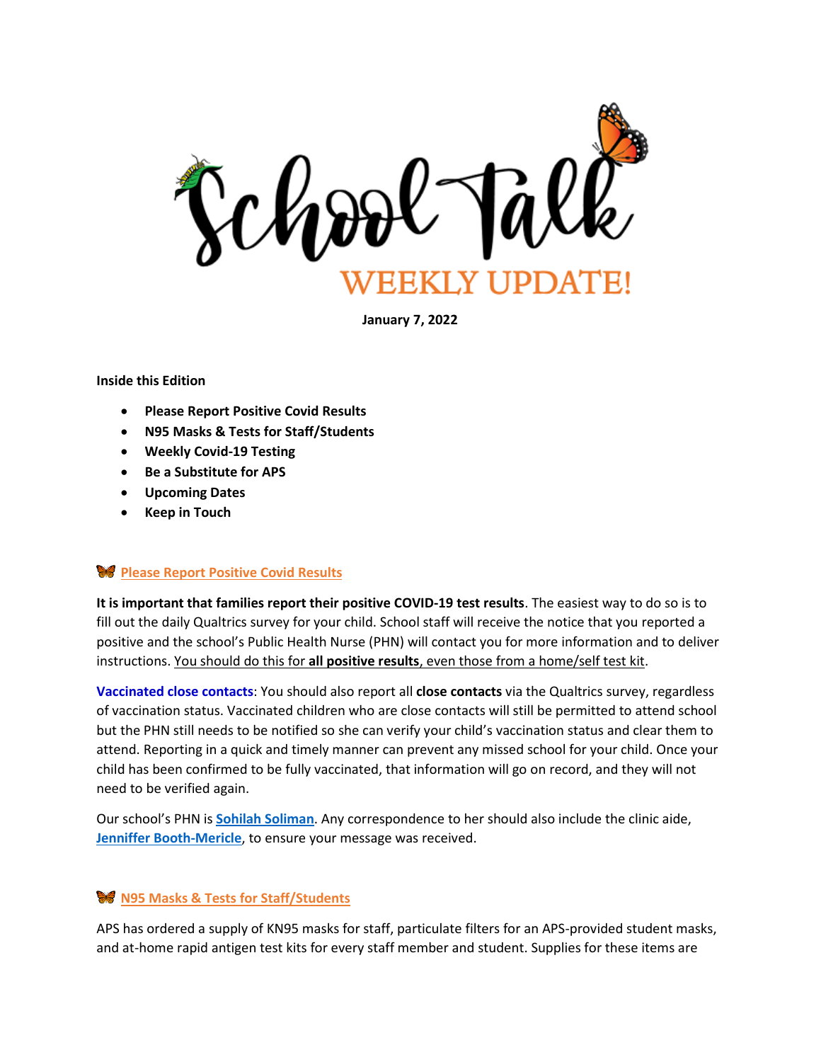# School Talk

## WEEKLY UPDATE!

**January 7, 2022**

**Inside this Edition**

- **Please Report Positive Covid Results**
- **N95 Masks & Tests for Staff/Students**
- **Weekly Covid-19 Testing**
- **Be a Substitute for APS**
- **Upcoming Dates**
- **Keep in Touch**

### Please Report Positive Covid Results

**It is important that families report their positive COVID-19 test results**. The easiest way to do so is to fill out the daily Qualtrics survey for your child. School staff will receive the notice that you reported a positive and the school's Public Health Nurse (PHN) will contact you for more information and to deliver instructions. You should do this for **all positive results**, even those from a home/self test kit.

**Vaccinated close contacts**: You should also report all **close contacts** via the Qualtrics survey, regardless of vaccination status. Vaccinated children who are close contacts will still be permitted to attend school but the PHN still needs to be notified so she can verify your child's vaccination status and clear them to attend. Reporting in a quick and timely manner can prevent any missed school for your child. Once your child has been confirmed to be fully vaccinated, that information will go on record, and they will not need to be verified again.

Our school's PHN is **Sohilah Soliman**. Any correspondence to her should also include the clinic aide, **Jenniffer Booth-Mericle**, to ensure your message was received.

### N95 Masks & Tests for Staff/Students

APS has ordered a supply of KN95 masks for staff, particulate filters for an APS-provided student masks, and at-home rapid antigen test kits for every staff member and student. Supplies for these items are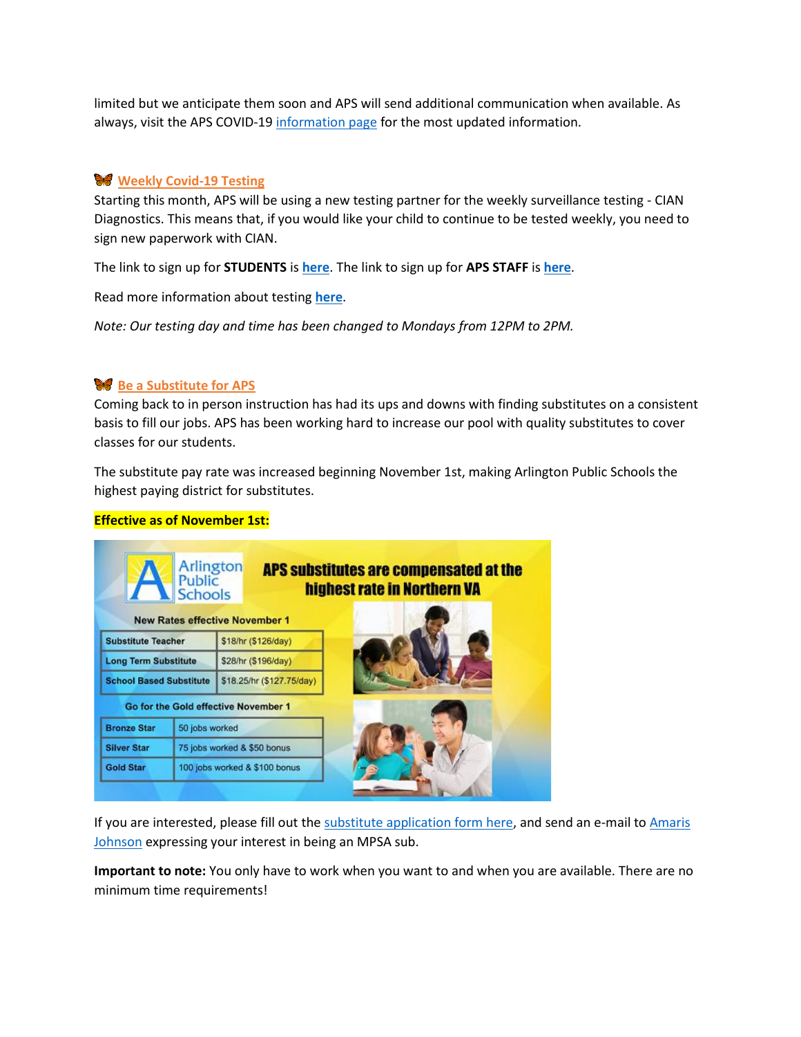limited but we anticipate them soon and APS will send additional communication when available. As always, visit the APS COVID-19 information page for the most updated information.

## 🦋 Weekly Covid-19 Testing

Starting this month, APS will be using a new testing partner for the weekly surveillance testing - CIAN Diagnostics. This means that, if you would like your child to continue to be tested weekly, you need to sign new paperwork with CIAN.

The link to sign up for **STUDENTS** is **here**. The link to sign up for **APS STAFF** is **here**.

Read more information about testing **here**.

*Note: Our testing day and time has been changed to Mondays from 12PM to 2PM.*

## 🦋 Be a Substitute for APS

Coming back to in person instruction has had its ups and downs with finding substitutes on a consistent basis to fill our jobs. APS has been working hard to increase our pool with quality substitutes to cover classes for our students.

The substitute pay rate was increased beginning November 1st, making Arlington Public Schools the highest paying district for substitutes.

**Effective as of November 1st:**

**APS substitutes are compensated at the highest rate in Northern VA**

New Rates effective November 1

| Substitute Teacher | $18/hr ($126/day) |
|---|---|
| Long Term Substitute | $28/hr ($196/day) |
| School Based Substitute | $18.25/hr ($127.75/day) |

Go for the Gold effective November 1

| Bronze Star | 50 jobs worked |
|---|---|
| Silver Star | 75 jobs worked & $50 bonus |
| Gold Star | 100 jobs worked & $100 bonus |

If you are interested, please fill out the substitute application form here, and send an e-mail to Amaris Johnson expressing your interest in being an MPSA sub.

**Important to note:** You only have to work when you want to and when you are available. There are no minimum time requirements!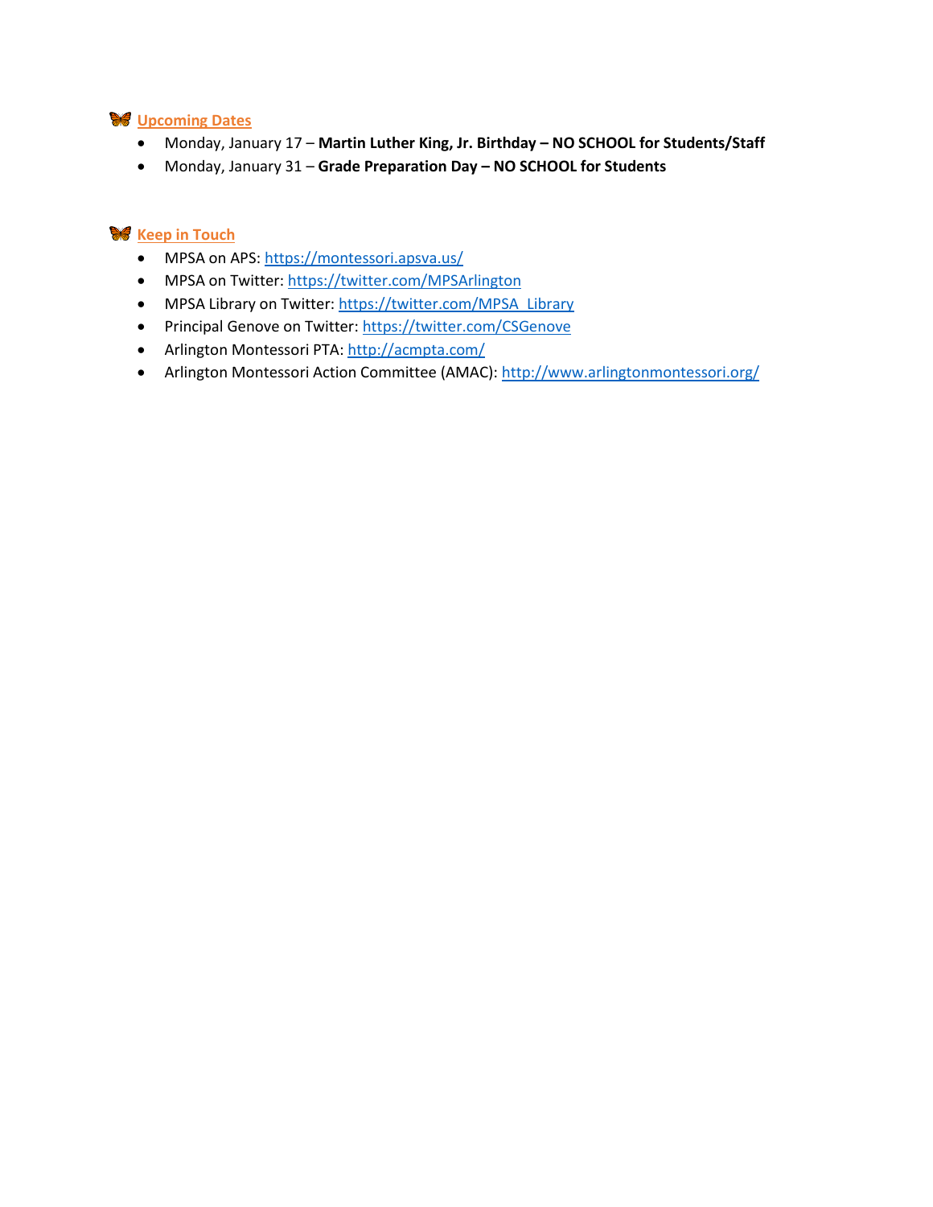## Upcoming Dates

- Monday, January 17 – **Martin Luther King, Jr. Birthday – NO SCHOOL for Students/Staff**
- Monday, January 31 – **Grade Preparation Day – NO SCHOOL for Students**

## Keep in Touch

- MPSA on APS: https://montessori.apsva.us/
- MPSA on Twitter: https://twitter.com/MPSArlington
- MPSA Library on Twitter: https://twitter.com/MPSA_Library
- Principal Genove on Twitter: https://twitter.com/CSGenove
- Arlington Montessori PTA: http://acmpta.com/
- Arlington Montessori Action Committee (AMAC): http://www.arlingtonmontessori.org/